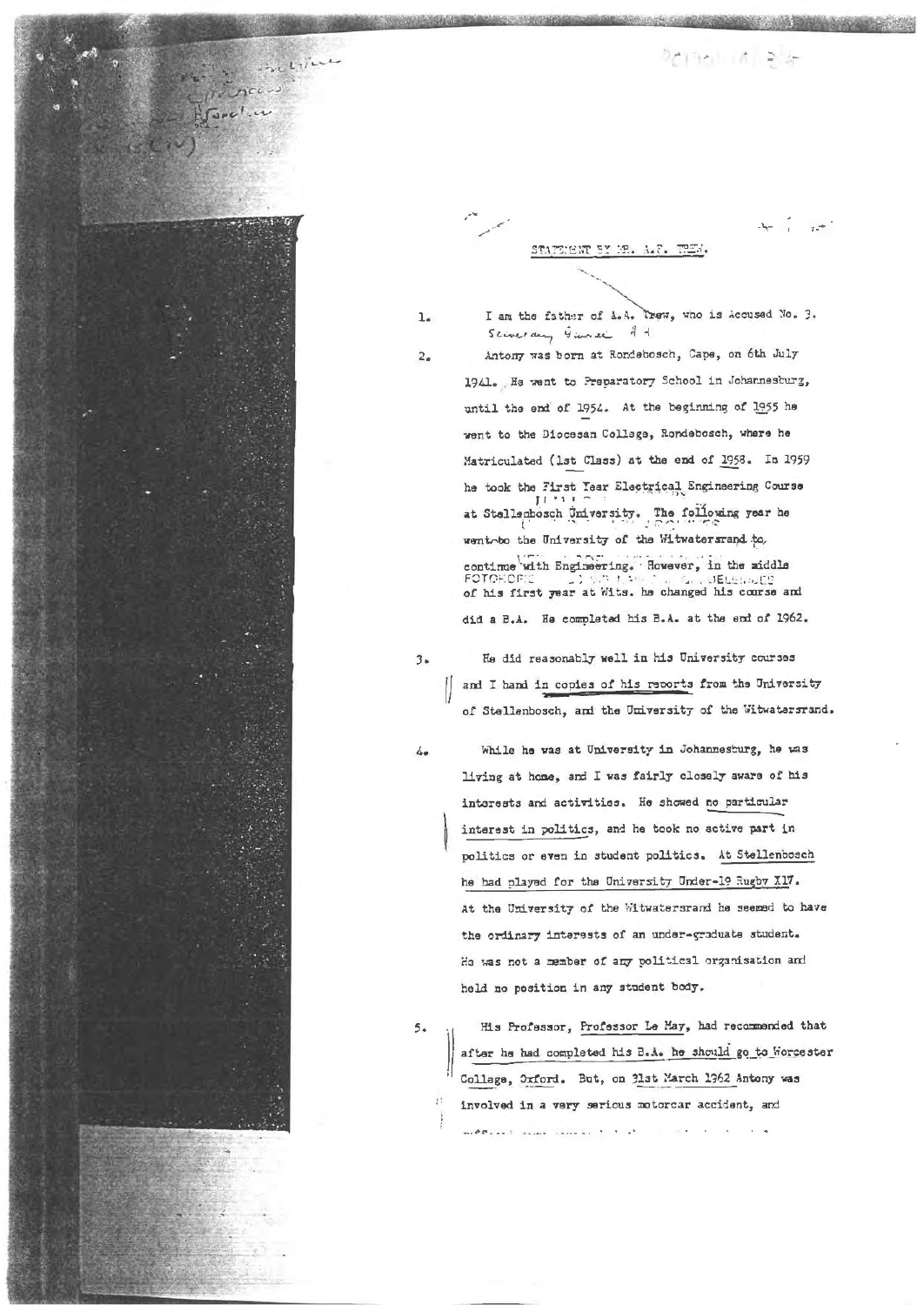## STATEMENT BY MR. A.F. TREW.

1. I am the father of A.A. Trew, who is Accused No. 3.

2. Antony was born at Rondebosch, Cape, on 6th July 1941. He went to Preparatory School in Johannesburg, until the end of 1954. At the beginning of 1955 he went to the Diocesan College, Rondebosch, where he Matriculated (1st Class) at the end of 1958. In 1959 he took the First Year Electrical Engineering Course at Stellenbosch University. The following year he went to the University of the Witwatersrand to continue with Engineering. However, in the middle of his first year at Wits. he changed his course and did a B.A. He completed his B.A. at the end of 1962.

3. He did reasonably well in his University courses and I hand in copies of his reports from the University of Stellenbosch, and the University of the Witwatersrand.

4. While he was at University in Johannesburg, he was living at home, and I was fairly closely aware of his interests and activities. He showed no particular interest in politics, and he took no active part in politics or even in student politics. At Stellenbosch he had played for the University Under-19 Rugby XV. At the University of the Witwatersrand he seemed to have the ordinary interests of an under-graduate student. He was not a member of any political organisation and held no position in any student body.

5. His Professor, Professor Le May, had recommended that after he had completed his B.A. he should go to Worcester College, Oxford. But, on 31st March 1962 Antony was involved in a very serious motorcar accident, and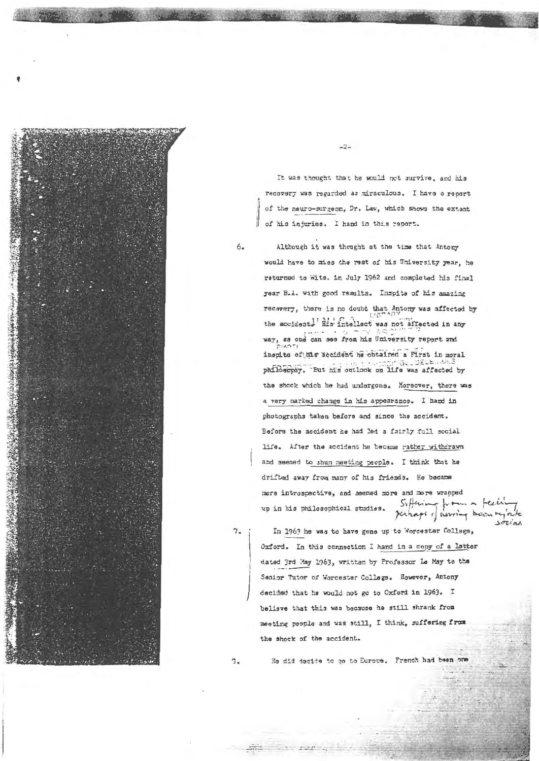It was thought that he would not survive, and his recovery was regarded as miraculous. I have a report of the neuro-surgeon, Dr. Law, which shows the extent of his injuries. I hand in this report.

6. Although it was thought at the time that Antony would have to miss the rest of his University year, he returned to Wits. in July 1962 and completed his final year B.A. with good results. Inspite of his amazing recovery, there is no doubt that Antony was affected by the accident. His intellect was not affected in any way, as one can see from his University report and inspite of his accident he obtained a First in moral philosophy. But his outlook on life was affected by the shock which he had undergone. Moreover, there was a very marked change in his appearance. I hand in photographs taken before and since the accident. Before the accident he had led a fairly full social life. After the accident he became rather withdrawn and seemed to shun meeting people. I think that he drifted away from many of his friends. He became more introspective, and seemed more and more wrapped up in his philosophical studies. Suffering from a feeling perhaps of having been rejected socially

7. In 1963 he was to have gone up to Worcester College, Oxford. In this connection I hand in a copy of a letter dated 3rd May 1963, written by Professor Le May to the Senior Tutor of Worcester College. However, Antony decided that he would not go to Oxford in 1963. I believe that this was because he still shrank from meeting people and was still, I think, suffering from the shock of the accident.

8. He did decide to go to Europe. French had been one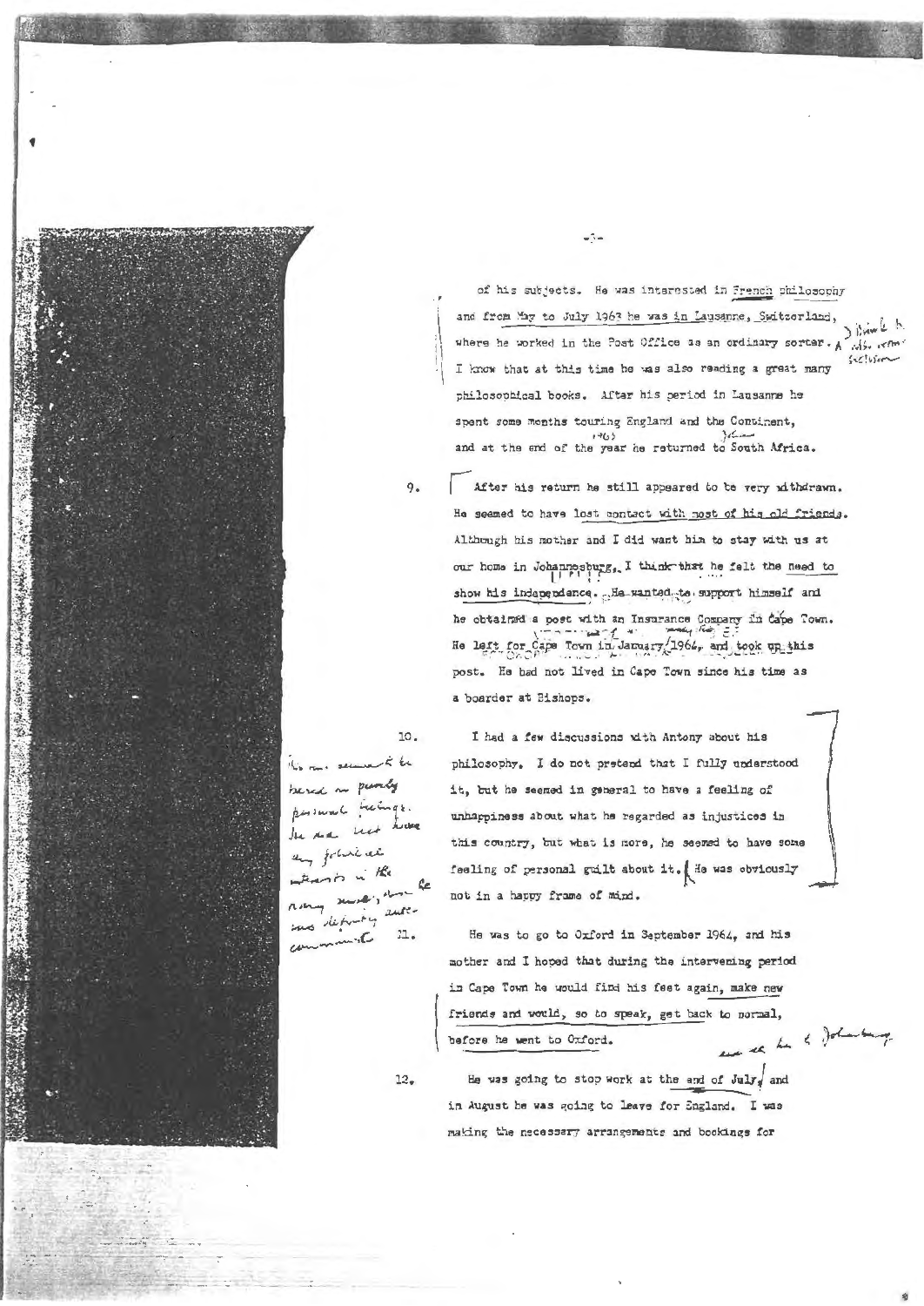of his subjects. He was interested in French philosophy and from May to July 1963 he was in Lausanne, Switzerland, where he worked in the Post Office as an ordinary sorter. I know that at this time he was also reading a great many philosophical books. After his period in Lausanne he spent some months touring England and the Continent, and at the end of the year 1963 he returned to South Africa.

9. After his return he still appeared to be very withdrawn. He seemed to have lost contact with most of his old friends. Although his mother and I did want him to stay with us at our home in Johannesburg, I think that he felt the need to show his independence. He wanted to support himself and he obtained a post with an Insurance Company in Cape Town. He left for Cape Town in January 1964, and took up this post. He had not lived in Cape Town since his time as a boarder at Bishops.

10. I had a few discussions with Antony about his philosophy. I do not pretend that I fully understood it, but he seemed in general to have a feeling of unhappiness about what he regarded as injustices in this country, but what is more, he seemed to have some feeling of personal guilt about it. He was obviously not in a happy frame of mind.

11. He was to go to Oxford in September 1964, and his mother and I hoped that during the intervening period in Cape Town he would find his feet again, make new friends and would, so to speak, get back to normal, before he went to Oxford.

12. He was going to stop work at the end of July, and in August he was going to leave for England. I was making the necessary arrangements and bookings for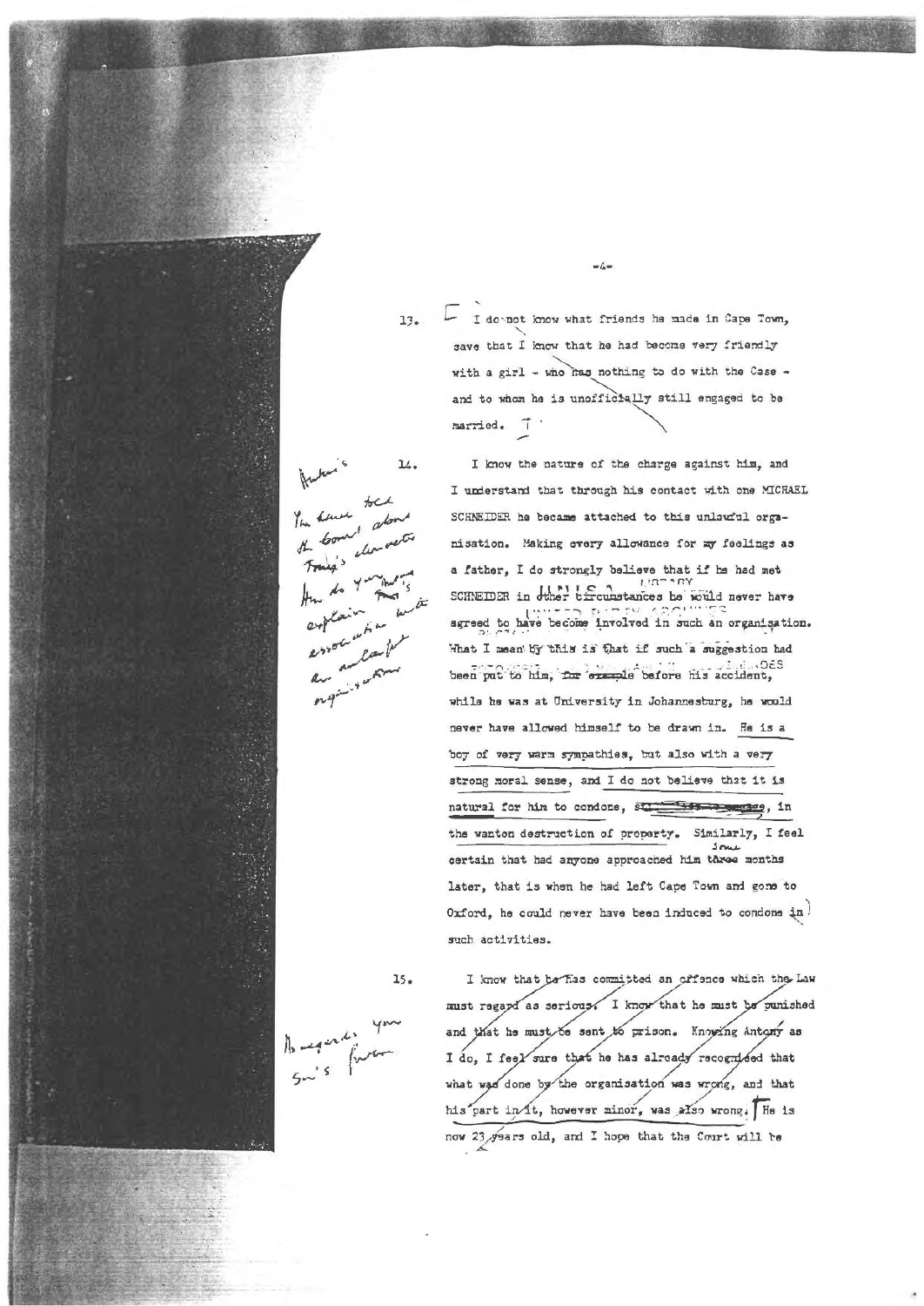13. I do not know what friends he made in Cape Town, save that I know that he had become very friendly with a girl - who has nothing to do with the Case - and to whom he is unofficially still engaged to be married.

14. I know the nature of the charge against him, and I understand that through his contact with one MICHAEL SCHNEIDER he became attached to this unlawful organisation. Making every allowance for my feelings as a father, I do strongly believe that if he had met SCHNEIDER in other circumstances he would never have agreed to have become involved in such an organisation. What I mean by this is that if such a suggestion had been put to him, for example before his accident, while he was at University in Johannesburg, he would never have allowed himself to be drawn in. He is a boy of very warm sympathies, but also with a very strong moral sense, and I do not believe that it is natural for him to condone, ~~still less engage~~, in the wanton destruction of property. Similarly, I feel certain that had anyone approached him ~~three~~ some months later, that is when he had left Cape Town and gone to Oxford, he could never have been induced to condone in such activities.

15. I know that he has committed an offence which the Law must regard as serious. I know that he must be punished and that he must be sent to prison. Knowing Antony as I do, I feel sure that he has already recognised that what was done by the organisation was wrong, and that his part in it, however minor, was also wrong. He is now 23 years old, and I hope that the Court will be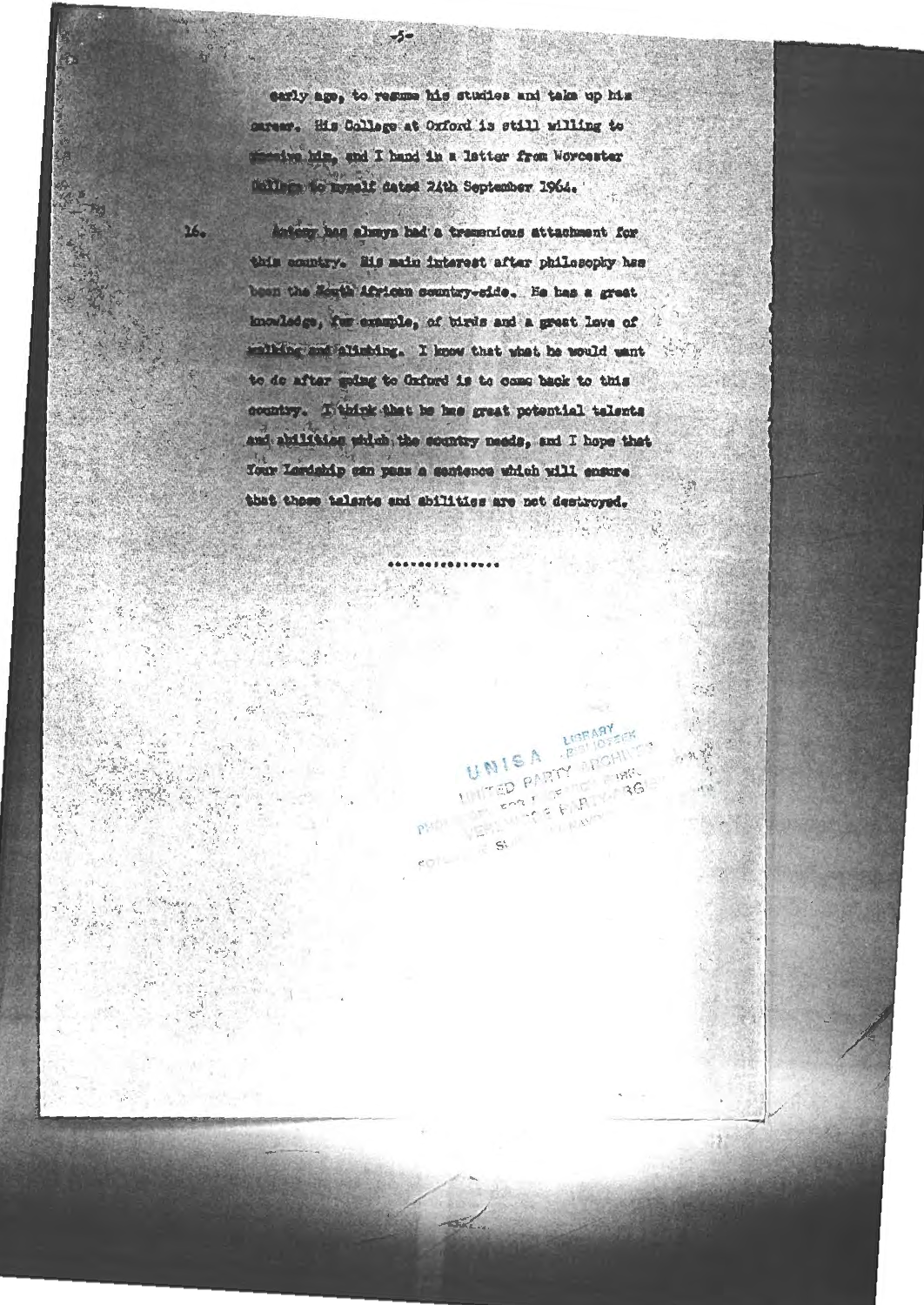early age, to resume his studies and take up his career. His College at Oxford is still willing to receive him, and I hand in a letter from Worcester College to myself dated 24th September 1964.

16. Antony has always had a tremendous attachment for this country. His main interest after philosophy has been the South African country-side. He has a great knowledge, for example, of birds and a great love of walking and climbing. I know that what he would want to do after going to Oxford is to come back to this country. I think that he has great potential talents and abilities which the country needs, and I hope that Your Lordship can pass a sentence which will ensure that these talents and abilities are not destroyed.

...............

UNISA LIBRARY BIBLIOTEEK
UNITED PARTY ARCHIVES